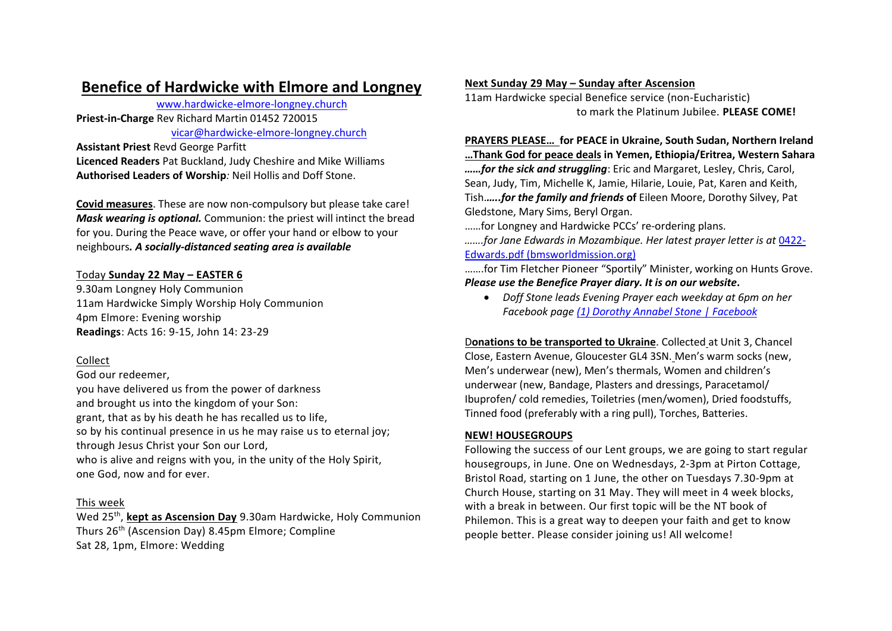# Benefice of Hardwicke with Elmore and Longney

www.hardwicke-elmore-longney.church

**Priest-in-Charge** Rev Richard Martin 01452 720015

vicar@hardwicke-elmore-longney.church

**Assistant Priest** Revd George Parfitt

**Licenced Readers** Pat Buckland, Judy Cheshire and Mike Williams

**Authorised Leaders of Worship***:* Neil Hollis and Doff Stone.

**Covid measures**. These are now non-compulsory but please take care! ***Mask wearing is optional.*** Communion: the priest will intinct the bread for you. During the Peace wave, or offer your hand or elbow to your neighbours***. A socially-distanced seating area is available***

Today **Sunday 22 May – EASTER 6**

9.30am Longney Holy Communion

11am Hardwicke Simply Worship Holy Communion

4pm Elmore: Evening worship

**Readings**: Acts 16: 9-15, John 14: 23-29

Collect

God our redeemer,
you have delivered us from the power of darkness
and brought us into the kingdom of your Son:
grant, that as by his death he has recalled us to life,
so by his continual presence in us he may raise us to eternal joy;
through Jesus Christ your Son our Lord,
who is alive and reigns with you, in the unity of the Holy Spirit,
one God, now and for ever.

This week

Wed 25th, **kept as Ascension Day** 9.30am Hardwicke, Holy Communion

Thurs 26th (Ascension Day) 8.45pm Elmore; Compline

Sat 28, 1pm, Elmore: Wedding

**Next Sunday 29 May – Sunday after Ascension**

11am Hardwicke special Benefice service (non-Eucharistic) to mark the Platinum Jubilee. **PLEASE COME!**

**PRAYERS PLEASE… for PEACE in Ukraine, South Sudan, Northern Ireland …Thank God for peace deals in Yemen, Ethiopia/Eritrea, Western Sahara**

***……for the sick and struggling***: Eric and Margaret, Lesley, Chris, Carol, Sean, Judy, Tim, Michelle K, Jamie, Hilarie, Louie, Pat, Karen and Keith, Tish***…...for the family and friends*** **of** Eileen Moore, Dorothy Silvey, Pat Gledstone, Mary Sims, Beryl Organ.

……for Longney and Hardwicke PCCs' re-ordering plans.

*…….for Jane Edwards in Mozambique. Her latest prayer letter is at* 0422-Edwards.pdf (bmsworldmission.org)

…….for Tim Fletcher Pioneer "Sportily" Minister, working on Hunts Grove.

***Please use the Benefice Prayer diary. It is on our website*.**

- *Doff Stone leads Evening Prayer each weekday at 6pm on her Facebook page (1) Dorothy Annabel Stone | Facebook*

D**onations to be transported to Ukraine**. Collected at Unit 3, Chancel Close, Eastern Avenue, Gloucester GL4 3SN. Men's warm socks (new, Men's underwear (new), Men's thermals, Women and children's underwear (new, Bandage, Plasters and dressings, Paracetamol/ Ibuprofen/ cold remedies, Toiletries (men/women), Dried foodstuffs, Tinned food (preferably with a ring pull), Torches, Batteries.

**NEW! HOUSEGROUPS**

Following the success of our Lent groups, we are going to start regular housegroups, in June. One on Wednesdays, 2-3pm at Pirton Cottage, Bristol Road, starting on 1 June, the other on Tuesdays 7.30-9pm at Church House, starting on 31 May. They will meet in 4 week blocks, with a break in between. Our first topic will be the NT book of Philemon. This is a great way to deepen your faith and get to know people better. Please consider joining us! All welcome!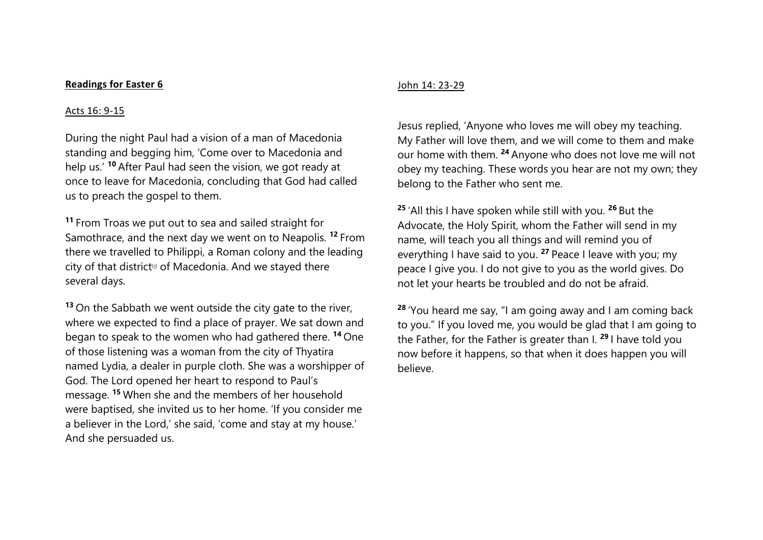**Readings for Easter 6**

Acts 16: 9-15

During the night Paul had a vision of a man of Macedonia standing and begging him, 'Come over to Macedonia and help us.' [10] After Paul had seen the vision, we got ready at once to leave for Macedonia, concluding that God had called us to preach the gospel to them.

[11] From Troas we put out to sea and sailed straight for Samothrace, and the next day we went on to Neapolis. [12] From there we travelled to Philippi, a Roman colony and the leading city of that district[a] of Macedonia. And we stayed there several days.

[13] On the Sabbath we went outside the city gate to the river, where we expected to find a place of prayer. We sat down and began to speak to the women who had gathered there. [14] One of those listening was a woman from the city of Thyatira named Lydia, a dealer in purple cloth. She was a worshipper of God. The Lord opened her heart to respond to Paul's message. [15] When she and the members of her household were baptised, she invited us to her home. 'If you consider me a believer in the Lord,' she said, 'come and stay at my house.' And she persuaded us.

John 14: 23-29

Jesus replied, 'Anyone who loves me will obey my teaching. My Father will love them, and we will come to them and make our home with them. [24] Anyone who does not love me will not obey my teaching. These words you hear are not my own; they belong to the Father who sent me.

[25] 'All this I have spoken while still with you. [26] But the Advocate, the Holy Spirit, whom the Father will send in my name, will teach you all things and will remind you of everything I have said to you. [27] Peace I leave with you; my peace I give you. I do not give to you as the world gives. Do not let your hearts be troubled and do not be afraid.

[28] 'You heard me say, "I am going away and I am coming back to you." If you loved me, you would be glad that I am going to the Father, for the Father is greater than I. [29] I have told you now before it happens, so that when it does happen you will believe.